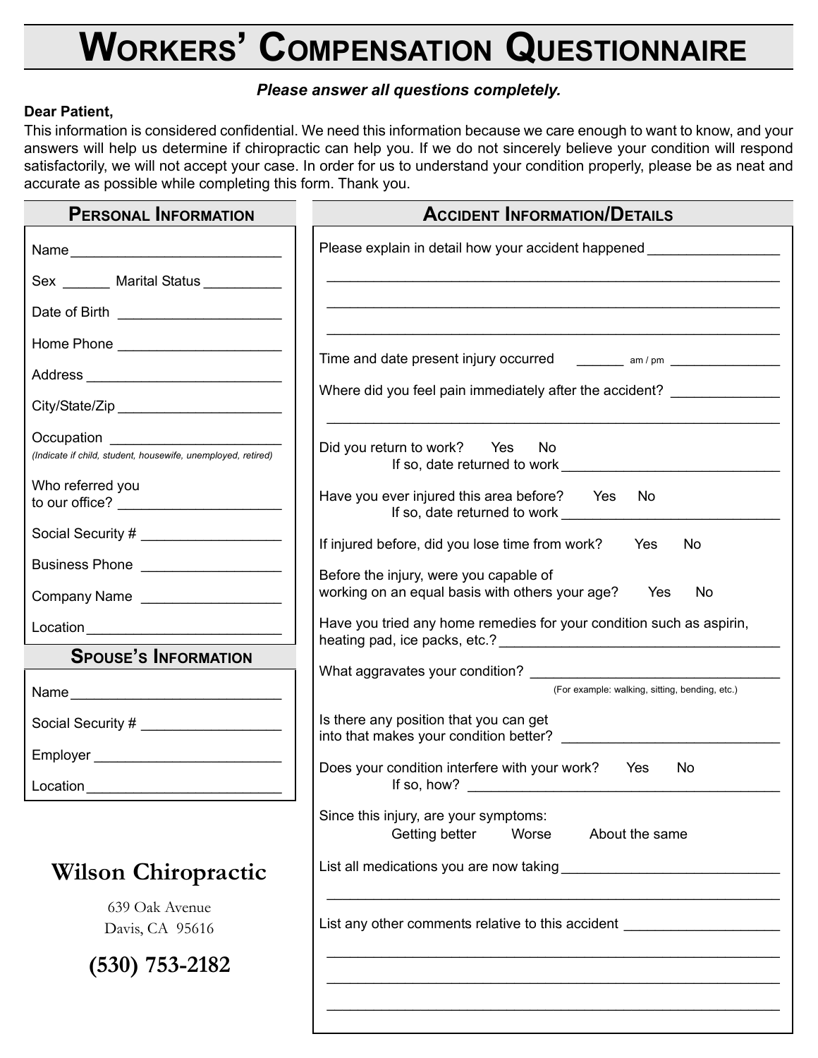# Workers' Compensation Questionnaire

***Please answer all questions completely.***

**Dear Patient,**

This information is considered confidential. We need this information because we care enough to want to know, and your answers will help us determine if chiropractic can help you. If we do not sincerely believe your condition will respond satisfactorily, we will not accept your case. In order for us to understand your condition properly, please be as neat and accurate as possible while completing this form. Thank you.

## Personal Information

Name ___________________________

Sex ______ Marital Status __________

Date of Birth _____________________

Home Phone _____________________

Address _________________________

City/State/Zip _____________________

Occupation ______________________
*(Indicate if child, student, housewife, unemployed, retired)*

Who referred you to our office? _____________________

Social Security # _________________

Business Phone _________________

Company Name _________________

Location _________________________

## Spouse's Information

Name ___________________________

Social Security # _________________

Employer ________________________

Location _________________________

## Wilson Chiropractic

639 Oak Avenue
Davis, CA 95616

**(530) 753-2182**

## Accident Information/Details

Please explain in detail how your accident happened ________________

___________________________________________________________

___________________________________________________________

___________________________________________________________

Time and date present injury occurred ______ am / pm _______________

Where did you feel pain immediately after the accident? ______________

___________________________________________________________

Did you return to work? Yes No
If so, date returned to work ____________________________

Have you ever injured this area before? Yes No
If so, date returned to work ____________________________

If injured before, did you lose time from work? Yes No

Before the injury, were you capable of working on an equal basis with others your age? Yes No

Have you tried any home remedies for your condition such as aspirin, heating pad, ice packs, etc.? ___________________________________

What aggravates your condition? ______________________________
(For example: walking, sitting, bending, etc.)

Is there any position that you can get into that makes your condition better? ____________________________

Does your condition interfere with your work? Yes No
If so, how? ________________________________________

Since this injury, are your symptoms:
Getting better Worse About the same

List all medications you are now taking ___________________________

___________________________________________________________

List any other comments relative to this accident ___________________

___________________________________________________________

___________________________________________________________

___________________________________________________________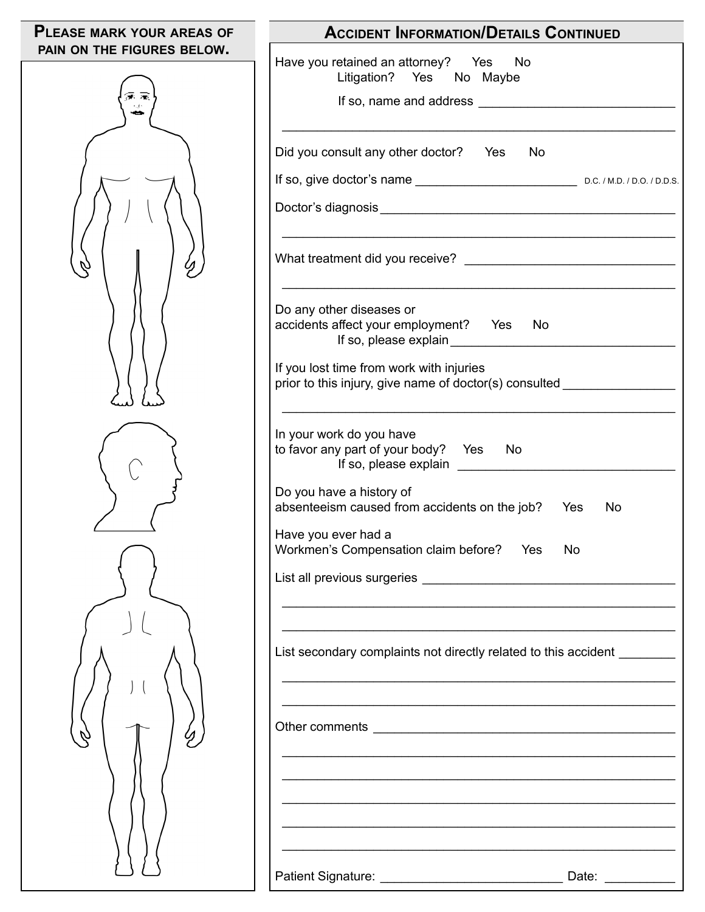## Please mark your areas of pain on the figures below.

## Accident Information/Details Continued

Have you retained an attorney? Yes No

Litigation? Yes No Maybe

If so, name and address ____________________________

______________________________________________________

Did you consult any other doctor? Yes No

If so, give doctor's name ______________________ D.C. / M.D. / D.O. / D.D.S.

Doctor's diagnosis ___________________________________________

______________________________________________________

What treatment did you receive? ______________________________

______________________________________________________

Do any other diseases or accidents affect your employment? Yes No

If so, please explain ________________________________

If you lost time from work with injuries prior to this injury, give name of doctor(s) consulted _______________

______________________________________________________

In your work do you have to favor any part of your body? Yes No

If so, please explain ________________________________

Do you have a history of absenteeism caused from accidents on the job? Yes No

Have you ever had a Workmen's Compensation claim before? Yes No

List all previous surgeries ___________________________________

______________________________________________________

______________________________________________________

List secondary complaints not directly related to this accident ________

______________________________________________________

______________________________________________________

Other comments _____________________________________________

______________________________________________________

______________________________________________________

______________________________________________________

______________________________________________________

______________________________________________________

Patient Signature: _________________________ Date: __________